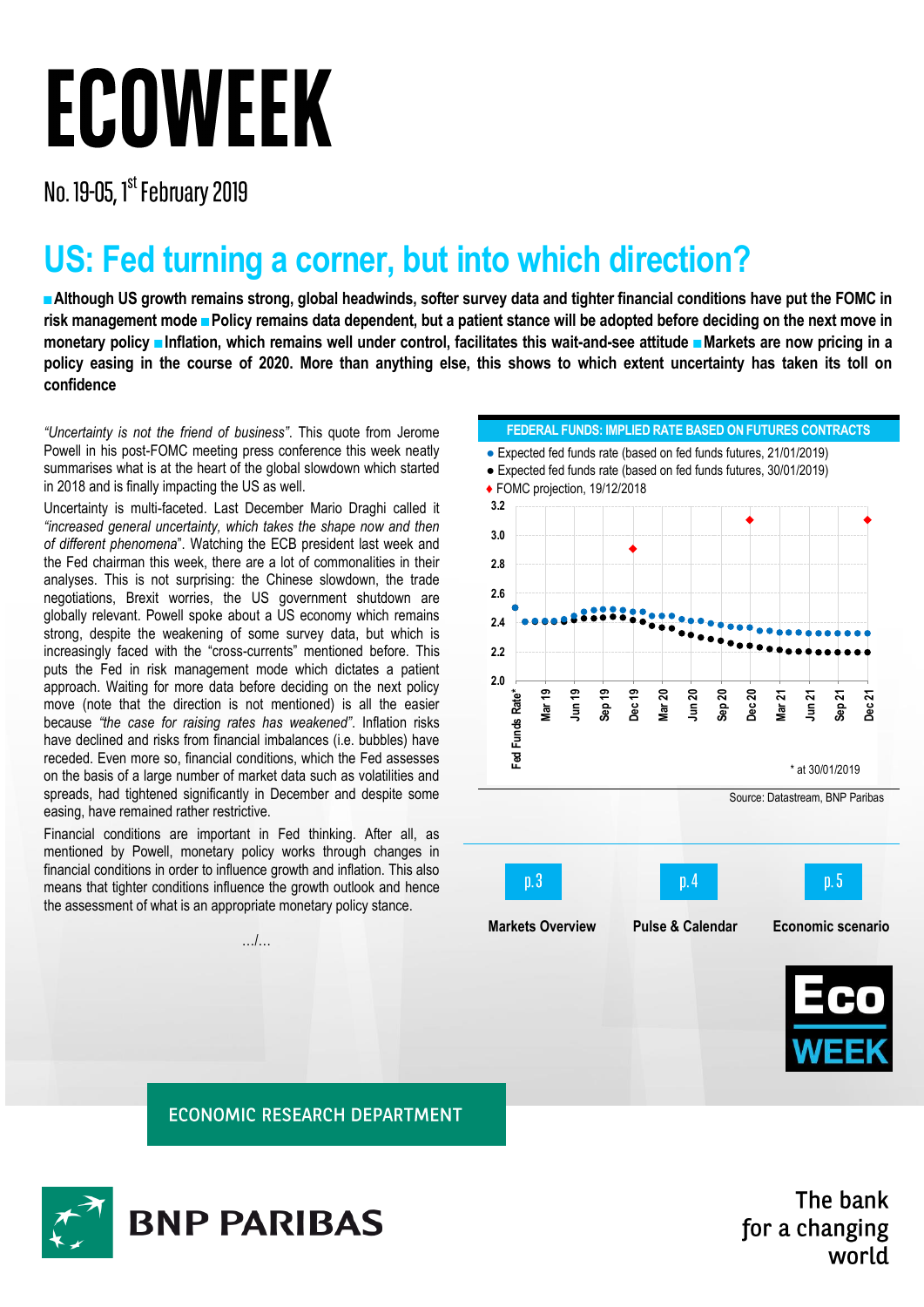# ECOWEEK

No. 19-05, 1st February 2019

## US: Fed turning a corner, but into which direction?

**■ Although US growth remains strong, global headwinds, softer survey data and tighter financial conditions have put the FOMC in risk management mode ■ Policy remains data dependent, but a patient stance will be adopted before deciding on the next move in monetary policy ■ Inflation, which remains well under control, facilitates this wait-and-see attitude ■ Markets are now pricing in a policy easing in the course of 2020. More than anything else, this shows to which extent uncertainty has taken its toll on confidence**

*"Uncertainty is not the friend of business"*. This quote from Jerome Powell in his post-FOMC meeting press conference this week neatly summarises what is at the heart of the global slowdown which started in 2018 and is finally impacting the US as well.

Uncertainty is multi-faceted. Last December Mario Draghi called it *"increased general uncertainty, which takes the shape now and then of different phenomena"*. Watching the ECB president last week and the Fed chairman this week, there are a lot of commonalities in their analyses. This is not surprising: the Chinese slowdown, the trade negotiations, Brexit worries, the US government shutdown are globally relevant. Powell spoke about a US economy which remains strong, despite the weakening of some survey data, but which is increasingly faced with the "cross-currents" mentioned before. This puts the Fed in risk management mode which dictates a patient approach. Waiting for more data before deciding on the next policy move (note that the direction is not mentioned) is all the easier because *"the case for raising rates has weakened"*. Inflation risks have declined and risks from financial imbalances (i.e. bubbles) have receded. Even more so, financial conditions, which the Fed assesses on the basis of a large number of market data such as volatilities and spreads, had tightened significantly in December and despite some easing, have remained rather restrictive.

Financial conditions are important in Fed thinking. After all, as mentioned by Powell, monetary policy works through changes in financial conditions in order to influence growth and inflation. This also means that tighter conditions influence the growth outlook and hence the assessment of what is an appropriate monetary policy stance.

.../...

**FEDERAL FUNDS: IMPLIED RATE BASED ON FUTURES CONTRACTS**

- ● Expected fed funds rate (based on fed funds futures, 21/01/2019)
- ● Expected fed funds rate (based on fed funds futures, 30/01/2019)
- ♦ FOMC projection, 19/12/2018

\* at 30/01/2019

Source: Datastream, BNP Paribas

p. 3 Markets Overview

p. 4 Pulse & Calendar

p. 5 Economic scenario

ECONOMIC RESEARCH DEPARTMENT

BNP PARIBAS

The bank for a changing world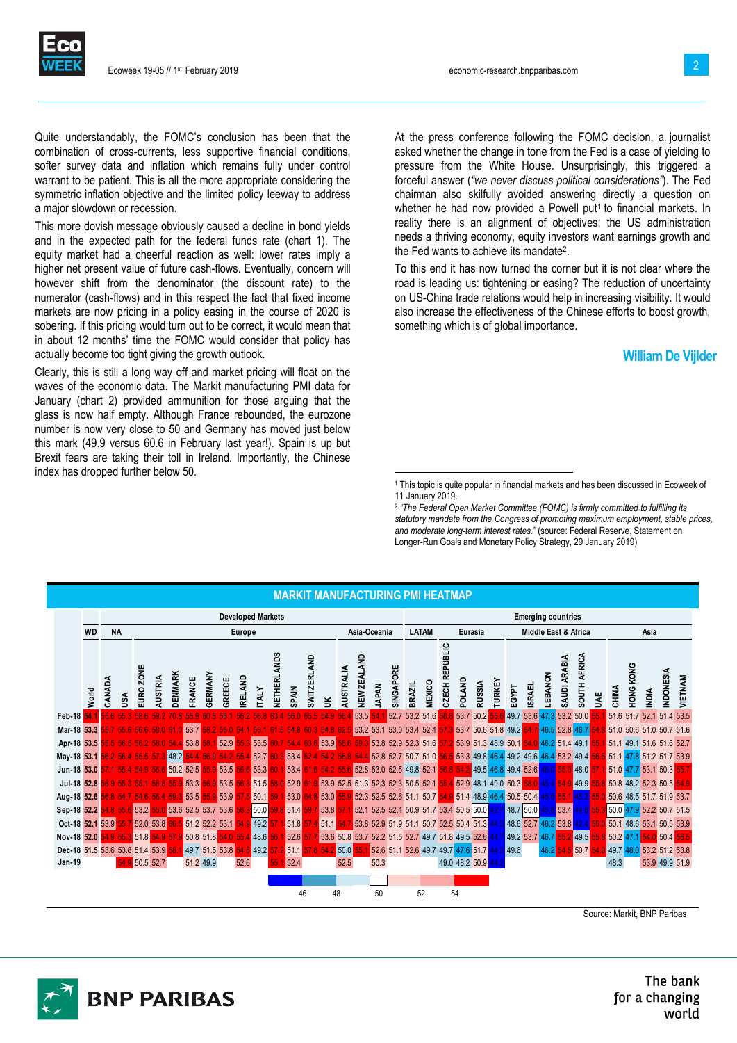Quite understandably, the FOMC's conclusion has been that the combination of cross-currents, less supportive financial conditions, softer survey data and inflation which remains fully under control warrant to be patient. This is all the more appropriate considering the symmetric inflation objective and the limited policy leeway to address a major slowdown or recession.

This more dovish message obviously caused a decline in bond yields and in the expected path for the federal funds rate (chart 1). The equity market had a cheerful reaction as well: lower rates imply a higher net present value of future cash-flows. Eventually, concern will however shift from the denominator (the discount rate) to the numerator (cash-flows) and in this respect the fact that fixed income markets are now pricing in a policy easing in the course of 2020 is sobering. If this pricing would turn out to be correct, it would mean that in about 12 months' time the FOMC would consider that policy has actually become too tight giving the growth outlook.

Clearly, this is still a long way off and market pricing will float on the waves of the economic data. The Markit manufacturing PMI data for January (chart 2) provided ammunition for those arguing that the glass is now half empty. Although France rebounded, the eurozone number is now very close to 50 and Germany has moved just below this mark (49.9 versus 60.6 in February last year!). Spain is up but Brexit fears are taking their toll in Ireland. Importantly, the Chinese index has dropped further below 50.

At the press conference following the FOMC decision, a journalist asked whether the change in tone from the Fed is a case of yielding to pressure from the White House. Unsurprisingly, this triggered a forceful answer (*"we never discuss political considerations"*). The Fed chairman also skilfully avoided answering directly a question on whether he had now provided a Powell put[1] to financial markets. In reality there is an alignment of objectives: the US administration needs a thriving economy, equity investors want earnings growth and the Fed wants to achieve its mandate[2].

To this end it has now turned the corner but it is not clear where the road is leading us: tightening or easing? The reduction of uncertainty on US-China trade relations would help in increasing visibility. It would also increase the effectiveness of the Chinese efforts to boost growth, something which is of global importance.

**William De Vijlder**

[1] This topic is quite popular in financial markets and has been discussed in Ecoweek of 11 January 2019.

[2] *"The Federal Open Market Committee (FOMC) is firmly committed to fulfilling its statutory mandate from the Congress of promoting maximum employment, stable prices, and moderate long-term interest rates."* (source: Federal Reserve, Statement on Longer-Run Goals and Monetary Policy Strategy, 29 January 2019)

**MARKIT MANUFACTURING PMI HEATMAP**

Developed Markets: WD (World); NA (Canada, USA); Europe (Euro Zone, Austria, Denmark, France, Germany, Greece, Ireland, Italy, Netherlands, Spain, Switzerland, UK); Asia-Oceania (Australia, New Zealand, Japan, Singapore)

Emerging countries: LATAM (Brazil, Mexico); Eurasia (Czech Republic, Poland, Russia, Turkey); Middle East & Africa (Egypt, Israel, Lebanon, Saudi Arabia, South Africa, UAE); Asia (China, Hong Kong, India, Indonesia, Vietnam)

Feb-18, Mar-18, Apr-18, May-18, Jun-18, Jul-18, Aug-18, Sep-18, Oct-18, Nov-18, Dec-18, Jan-19

46 48 50 52 54

Source: Markit, BNP Paribas